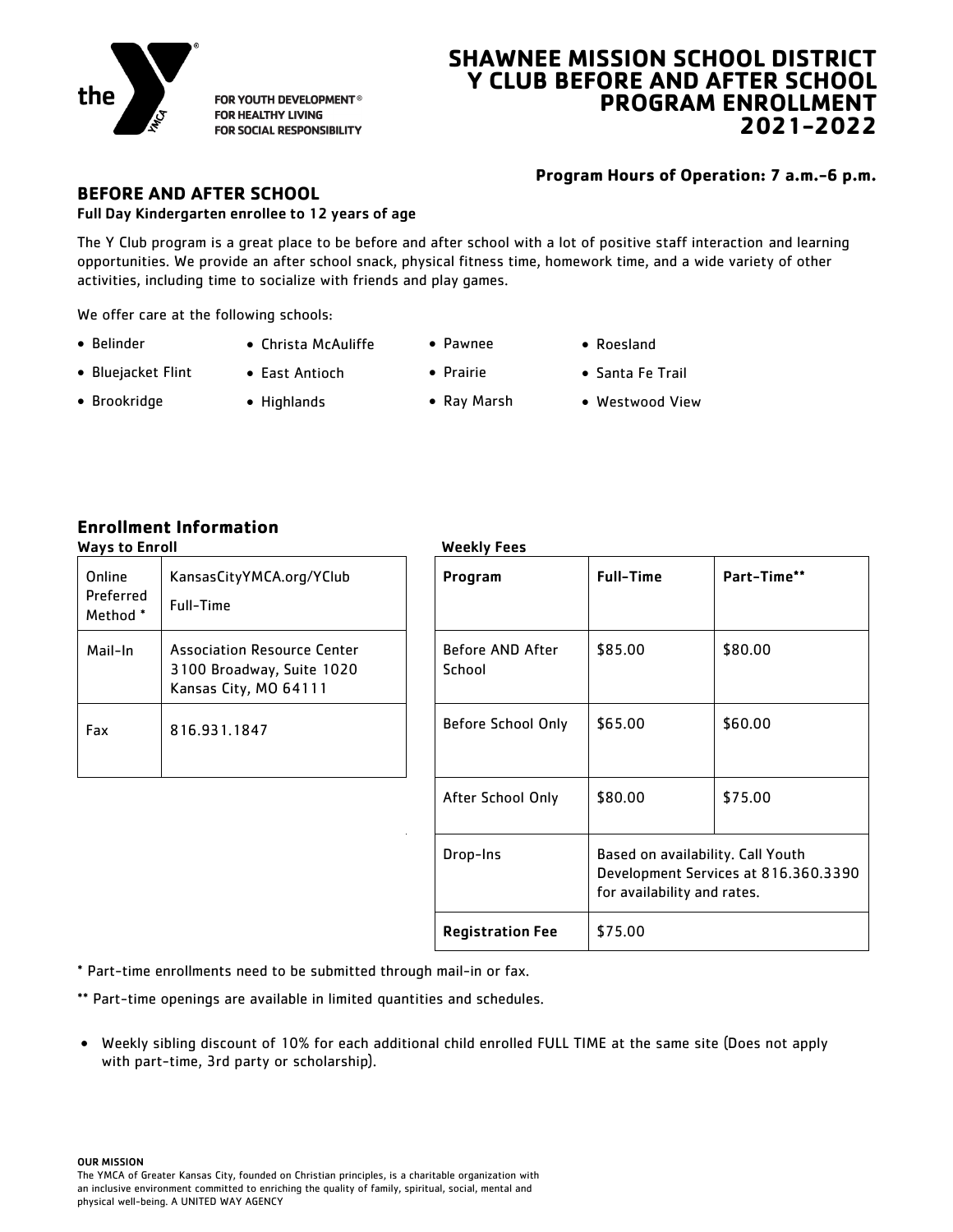FOR YOUTH DEVELOPMENT®
FOR HEALTHY LIVING
FOR SOCIAL RESPONSIBILITY

# SHAWNEE MISSION SCHOOL DISTRICT Y CLUB BEFORE AND AFTER SCHOOL PROGRAM ENROLLMENT 2021-2022

**Program Hours of Operation: 7 a.m.-6 p.m.**

## BEFORE AND AFTER SCHOOL

**Full Day Kindergarten enrollee to 12 years of age**

The Y Club program is a great place to be before and after school with a lot of positive staff interaction and learning opportunities. We provide an after school snack, physical fitness time, homework time, and a wide variety of other activities, including time to socialize with friends and play games.

We offer care at the following schools:

- Belinder
- Bluejacket Flint
- Brookridge
- Christa McAuliffe
- East Antioch
- Highlands
- Pawnee
- Prairie
- Ray Marsh
- Roesland
- Santa Fe Trail
- Westwood View

## Enrollment Information

**Ways to Enroll**

| | |
|---|---|
| Online Preferred Method * | KansasCityYMCA.org/YClub<br>Full-Time |
| Mail-In | Association Resource Center<br>3100 Broadway, Suite 1020<br>Kansas City, MO 64111 |
| Fax | 816.931.1847 |

**Weekly Fees**

| Program | Full-Time | Part-Time** |
|---|---|---|
| Before AND After School | $85.00 | $80.00 |
| Before School Only | $65.00 | $60.00 |
| After School Only | $80.00 | $75.00 |
| Drop-Ins | Based on availability. Call Youth Development Services at 816.360.3390 for availability and rates. | |
| **Registration Fee** | $75.00 | |

\* Part-time enrollments need to be submitted through mail-in or fax.

** Part-time openings are available in limited quantities and schedules.

- Weekly sibling discount of 10% for each additional child enrolled FULL TIME at the same site (Does not apply with part-time, 3rd party or scholarship).

**OUR MISSION**

The YMCA of Greater Kansas City, founded on Christian principles, is a charitable organization with an inclusive environment committed to enriching the quality of family, spiritual, social, mental and physical well-being. A UNITED WAY AGENCY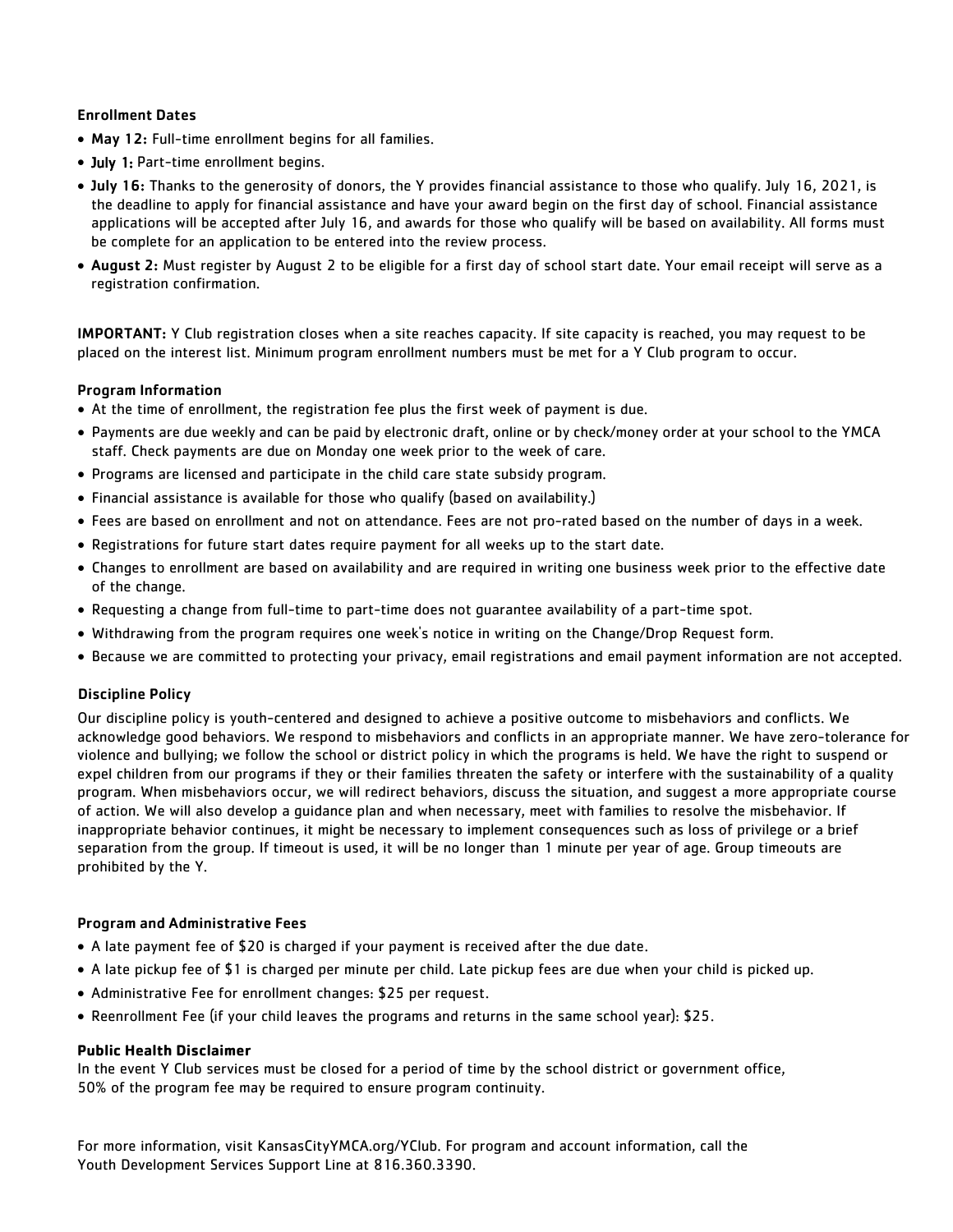### Enrollment Dates

- **May 12:** Full-time enrollment begins for all families.
- **July 1:** Part-time enrollment begins.
- **July 16:** Thanks to the generosity of donors, the Y provides financial assistance to those who qualify. July 16, 2021, is the deadline to apply for financial assistance and have your award begin on the first day of school. Financial assistance applications will be accepted after July 16, and awards for those who qualify will be based on availability. All forms must be complete for an application to be entered into the review process.
- **August 2:** Must register by August 2 to be eligible for a first day of school start date. Your email receipt will serve as a registration confirmation.

**IMPORTANT:** Y Club registration closes when a site reaches capacity. If site capacity is reached, you may request to be placed on the interest list. Minimum program enrollment numbers must be met for a Y Club program to occur.

### Program Information

- At the time of enrollment, the registration fee plus the first week of payment is due.
- Payments are due weekly and can be paid by electronic draft, online or by check/money order at your school to the YMCA staff. Check payments are due on Monday one week prior to the week of care.
- Programs are licensed and participate in the child care state subsidy program.
- Financial assistance is available for those who qualify (based on availability.)
- Fees are based on enrollment and not on attendance. Fees are not pro-rated based on the number of days in a week.
- Registrations for future start dates require payment for all weeks up to the start date.
- Changes to enrollment are based on availability and are required in writing one business week prior to the effective date of the change.
- Requesting a change from full-time to part-time does not guarantee availability of a part-time spot.
- Withdrawing from the program requires one week's notice in writing on the Change/Drop Request form.
- Because we are committed to protecting your privacy, email registrations and email payment information are not accepted.

### Discipline Policy

Our discipline policy is youth-centered and designed to achieve a positive outcome to misbehaviors and conflicts. We acknowledge good behaviors. We respond to misbehaviors and conflicts in an appropriate manner. We have zero-tolerance for violence and bullying; we follow the school or district policy in which the programs is held. We have the right to suspend or expel children from our programs if they or their families threaten the safety or interfere with the sustainability of a quality program. When misbehaviors occur, we will redirect behaviors, discuss the situation, and suggest a more appropriate course of action. We will also develop a guidance plan and when necessary, meet with families to resolve the misbehavior. If inappropriate behavior continues, it might be necessary to implement consequences such as loss of privilege or a brief separation from the group. If timeout is used, it will be no longer than 1 minute per year of age. Group timeouts are prohibited by the Y.

### Program and Administrative Fees

- A late payment fee of $20 is charged if your payment is received after the due date.
- A late pickup fee of $1 is charged per minute per child. Late pickup fees are due when your child is picked up.
- Administrative Fee for enrollment changes: $25 per request.
- Reenrollment Fee (if your child leaves the programs and returns in the same school year): $25.

### Public Health Disclaimer

In the event Y Club services must be closed for a period of time by the school district or government office, 50% of the program fee may be required to ensure program continuity.

For more information, visit KansasCityYMCA.org/YClub. For program and account information, call the Youth Development Services Support Line at 816.360.3390.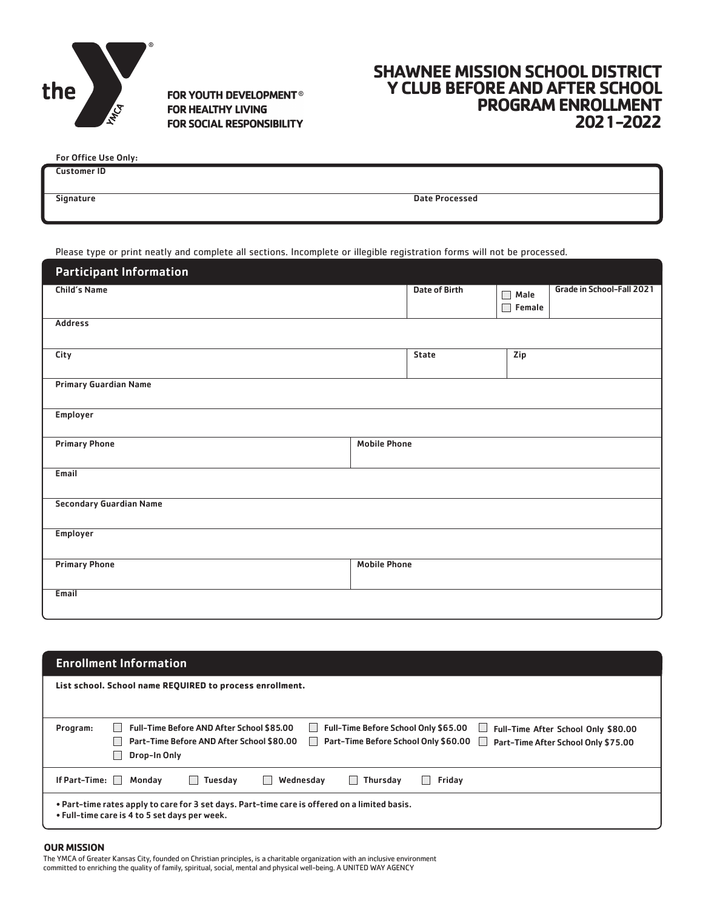the Y — YMCA

FOR YOUTH DEVELOPMENT®
FOR HEALTHY LIVING
FOR SOCIAL RESPONSIBILITY

# SHAWNEE MISSION SCHOOL DISTRICT Y CLUB BEFORE AND AFTER SCHOOL PROGRAM ENROLLMENT 2021-2022

For Office Use Only:

| Customer ID | |
|---|---|
| Signature | Date Processed |

Please type or print neatly and complete all sections. Incomplete or illegible registration forms will not be processed.

## Participant Information

| Child's Name | Date of Birth | ☐ Male ☐ Female | Grade in School-Fall 2021 |
|---|---|---|---|
| Address | | | |
| City | State | Zip | |
| Primary Guardian Name | | | |
| Employer | | | |
| Primary Phone | Mobile Phone | | |
| Email | | | |
| Secondary Guardian Name | | | |
| Employer | | | |
| Primary Phone | Mobile Phone | | |
| Email | | | |

## Enrollment Information

**List school. School name REQUIRED to process enrollment.**

Program:
- ☐ Full-Time Before AND After School $85.00
- ☐ Full-Time Before School Only $65.00
- ☐ Full-Time After School Only $80.00
- ☐ Part-Time Before AND After School $80.00
- ☐ Part-Time Before School Only $60.00
- ☐ Part-Time After School Only $75.00
- ☐ Drop-In Only

If Part-Time: ☐ Monday ☐ Tuesday ☐ Wednesday ☐ Thursday ☐ Friday

- **Part-time rates apply to care for 3 set days. Part-time care is offered on a limited basis.**
- **Full-time care is 4 to 5 set days per week.**

**OUR MISSION**

The YMCA of Greater Kansas City, founded on Christian principles, is a charitable organization with an inclusive environment committed to enriching the quality of family, spiritual, social, mental and physical well-being. A UNITED WAY AGENCY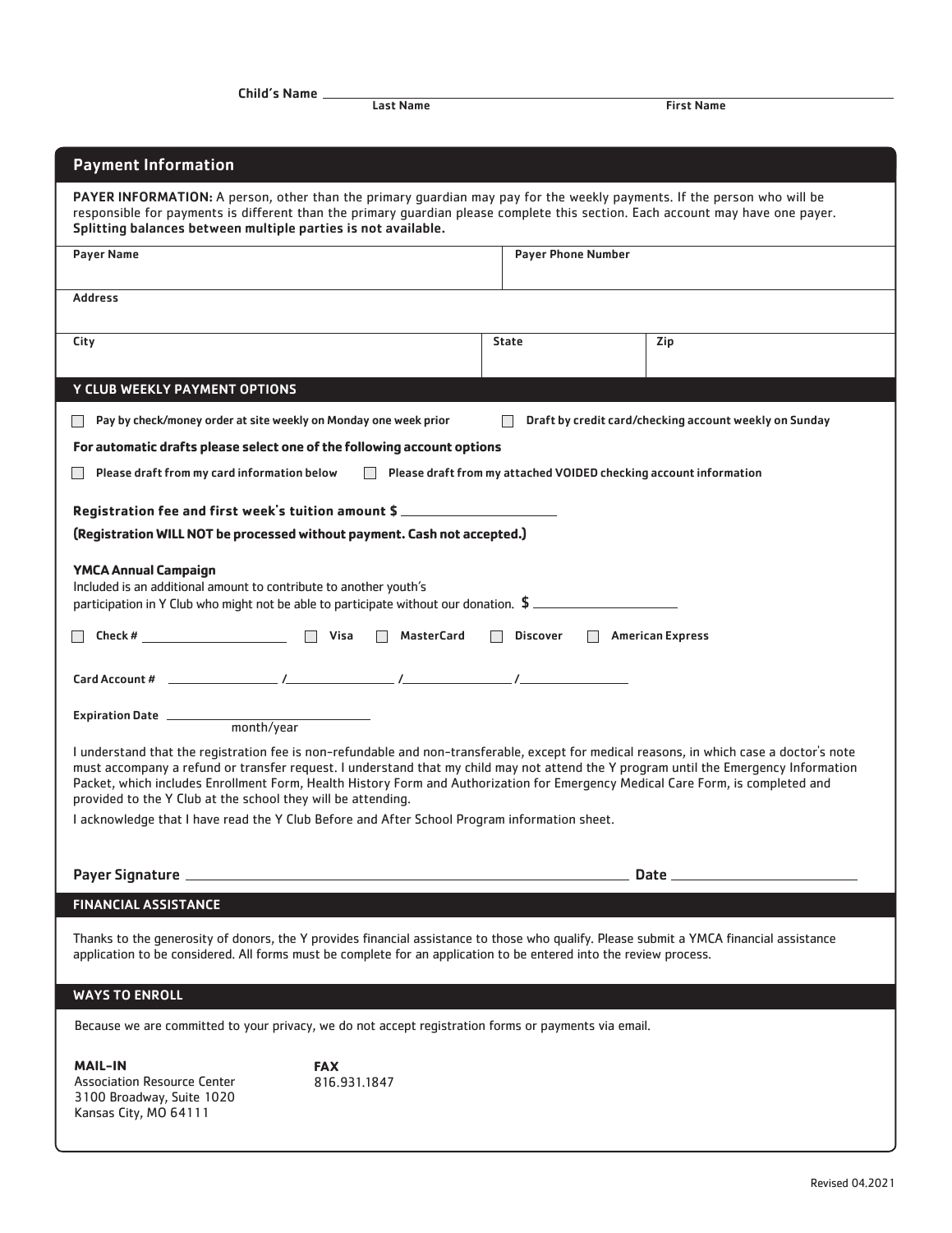Child's Name ______________________________________________
Last Name First Name

## Payment Information

**PAYER INFORMATION:** A person, other than the primary guardian may pay for the weekly payments. If the person who will be responsible for payments is different than the primary guardian please complete this section. Each account may have one payer. **Splitting balances between multiple parties is not available.**

| | | |
|---|---|---|
| **Payer Name** | | **Payer Phone Number** |
| **Address** | | |
| **City** | **State** | **Zip** |

### Y CLUB WEEKLY PAYMENT OPTIONS

☐ **Pay by check/money order at site weekly on Monday one week prior** ☐ **Draft by credit card/checking account weekly on Sunday**

**For automatic drafts please select one of the following account options**

☐ **Please draft from my card information below** ☐ **Please draft from my attached VOIDED checking account information**

**Registration fee and first week's tuition amount $** ____________________

**(Registration WILL NOT be processed without payment. Cash not accepted.)**

**YMCA Annual Campaign**
Included is an additional amount to contribute to another youth's participation in Y Club who might not be able to participate without our donation. **$** ____________________

☐ **Check #** ____________________ ☐ **Visa** ☐ **MasterCard** ☐ **Discover** ☐ **American Express**

**Card Account #** ______________ / ______________ / ______________ / ______________

**Expiration Date** ______________________
month/year

I understand that the registration fee is non-refundable and non-transferable, except for medical reasons, in which case a doctor's note must accompany a refund or transfer request. I understand that my child may not attend the Y program until the Emergency Information Packet, which includes Enrollment Form, Health History Form and Authorization for Emergency Medical Care Form, is completed and provided to the Y Club at the school they will be attending.

I acknowledge that I have read the Y Club Before and After School Program information sheet.

**Payer Signature** ______________________________________________ **Date** ____________________

### FINANCIAL ASSISTANCE

Thanks to the generosity of donors, the Y provides financial assistance to those who qualify. Please submit a YMCA financial assistance application to be considered. All forms must be complete for an application to be entered into the review process.

### WAYS TO ENROLL

Because we are committed to your privacy, we do not accept registration forms or payments via email.

**MAIL-IN**
Association Resource Center
3100 Broadway, Suite 1020
Kansas City, MO 64111

**FAX**
816.931.1847

Revised 04.2021